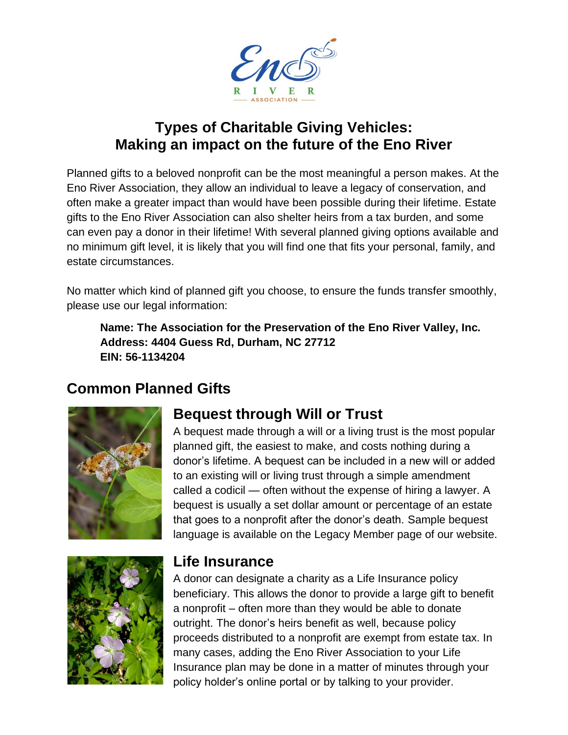# Types of Charitable Giving Vehicles: Making an impact on the future of the Eno River

Planned gifts to a beloved nonprofit can be the most meaningful a person makes. At the Eno River Association, they allow an individual to leave a legacy of conservation, and often make a greater impact than would have been possible during their lifetime. Estate gifts to the Eno River Association can also shelter heirs from a tax burden, and some can even pay a donor in their lifetime! With several planned giving options available and no minimum gift level, it is likely that you will find one that fits your personal, family, and estate circumstances.

No matter which kind of planned gift you choose, to ensure the funds transfer smoothly, please use our legal information:

> **Name: The Association for the Preservation of the Eno River Valley, Inc.**
> **Address: 4404 Guess Rd, Durham, NC 27712**
> **EIN: 56-1134204**

## Common Planned Gifts

### Bequest through Will or Trust

A bequest made through a will or a living trust is the most popular planned gift, the easiest to make, and costs nothing during a donor's lifetime. A bequest can be included in a new will or added to an existing will or living trust through a simple amendment called a codicil — often without the expense of hiring a lawyer. A bequest is usually a set dollar amount or percentage of an estate that goes to a nonprofit after the donor's death. Sample bequest language is available on the Legacy Member page of our website.

### Life Insurance

A donor can designate a charity as a Life Insurance policy beneficiary. This allows the donor to provide a large gift to benefit a nonprofit – often more than they would be able to donate outright. The donor's heirs benefit as well, because policy proceeds distributed to a nonprofit are exempt from estate tax. In many cases, adding the Eno River Association to your Life Insurance plan may be done in a matter of minutes through your policy holder's online portal or by talking to your provider.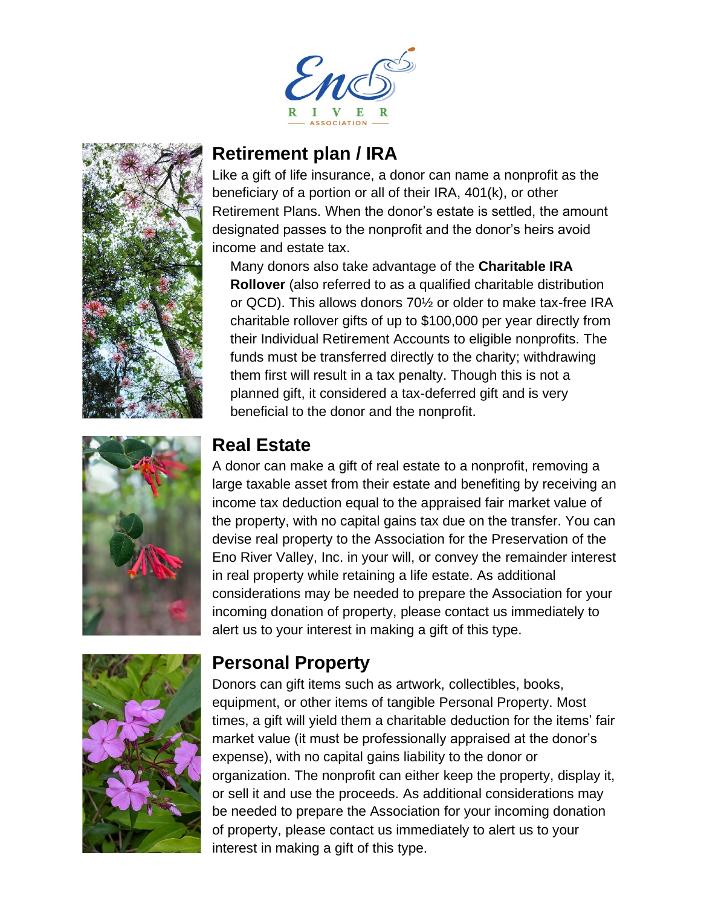## Retirement plan / IRA

Like a gift of life insurance, a donor can name a nonprofit as the beneficiary of a portion or all of their IRA, 401(k), or other Retirement Plans. When the donor's estate is settled, the amount designated passes to the nonprofit and the donor's heirs avoid income and estate tax.

Many donors also take advantage of the **Charitable IRA Rollover** (also referred to as a qualified charitable distribution or QCD). This allows donors 70½ or older to make tax-free IRA charitable rollover gifts of up to $100,000 per year directly from their Individual Retirement Accounts to eligible nonprofits. The funds must be transferred directly to the charity; withdrawing them first will result in a tax penalty. Though this is not a planned gift, it considered a tax-deferred gift and is very beneficial to the donor and the nonprofit.

## Real Estate

A donor can make a gift of real estate to a nonprofit, removing a large taxable asset from their estate and benefiting by receiving an income tax deduction equal to the appraised fair market value of the property, with no capital gains tax due on the transfer. You can devise real property to the Association for the Preservation of the Eno River Valley, Inc. in your will, or convey the remainder interest in real property while retaining a life estate. As additional considerations may be needed to prepare the Association for your incoming donation of property, please contact us immediately to alert us to your interest in making a gift of this type.

## Personal Property

Donors can gift items such as artwork, collectibles, books, equipment, or other items of tangible Personal Property. Most times, a gift will yield them a charitable deduction for the items' fair market value (it must be professionally appraised at the donor's expense), with no capital gains liability to the donor or organization. The nonprofit can either keep the property, display it, or sell it and use the proceeds. As additional considerations may be needed to prepare the Association for your incoming donation of property, please contact us immediately to alert us to your interest in making a gift of this type.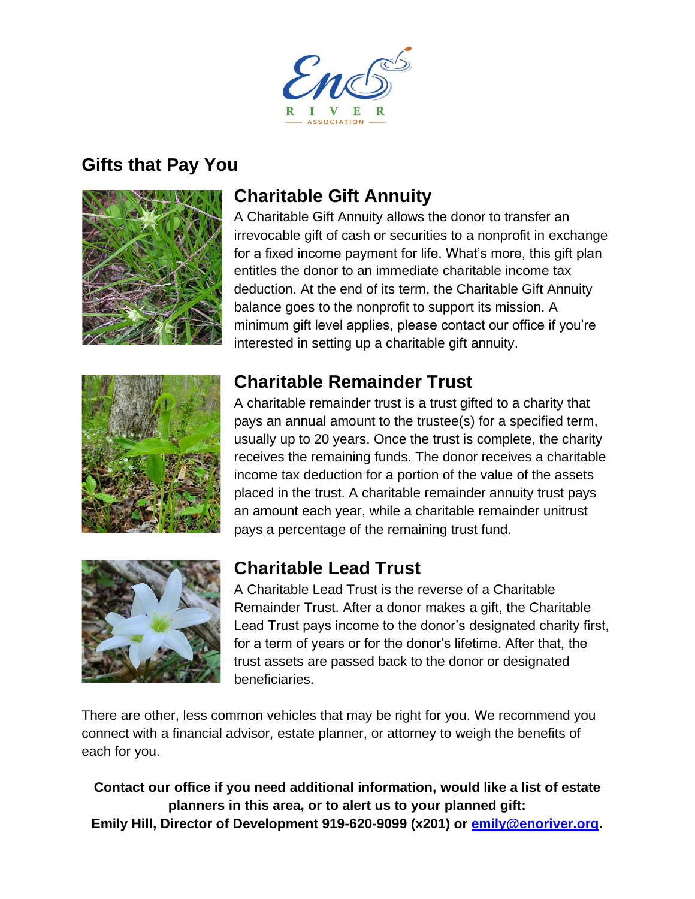## Gifts that Pay You

### Charitable Gift Annuity

A Charitable Gift Annuity allows the donor to transfer an irrevocable gift of cash or securities to a nonprofit in exchange for a fixed income payment for life. What's more, this gift plan entitles the donor to an immediate charitable income tax deduction. At the end of its term, the Charitable Gift Annuity balance goes to the nonprofit to support its mission. A minimum gift level applies, please contact our office if you're interested in setting up a charitable gift annuity.

### Charitable Remainder Trust

A charitable remainder trust is a trust gifted to a charity that pays an annual amount to the trustee(s) for a specified term, usually up to 20 years. Once the trust is complete, the charity receives the remaining funds. The donor receives a charitable income tax deduction for a portion of the value of the assets placed in the trust. A charitable remainder annuity trust pays an amount each year, while a charitable remainder unitrust pays a percentage of the remaining trust fund.

### Charitable Lead Trust

A Charitable Lead Trust is the reverse of a Charitable Remainder Trust. After a donor makes a gift, the Charitable Lead Trust pays income to the donor's designated charity first, for a term of years or for the donor's lifetime. After that, the trust assets are passed back to the donor or designated beneficiaries.

There are other, less common vehicles that may be right for you. We recommend you connect with a financial advisor, estate planner, or attorney to weigh the benefits of each for you.

**Contact our office if you need additional information, would like a list of estate planners in this area, or to alert us to your planned gift:**
**Emily Hill, Director of Development 919-620-9099 (x201) or [emily@enoriver.org](mailto:emily@enoriver.org).**